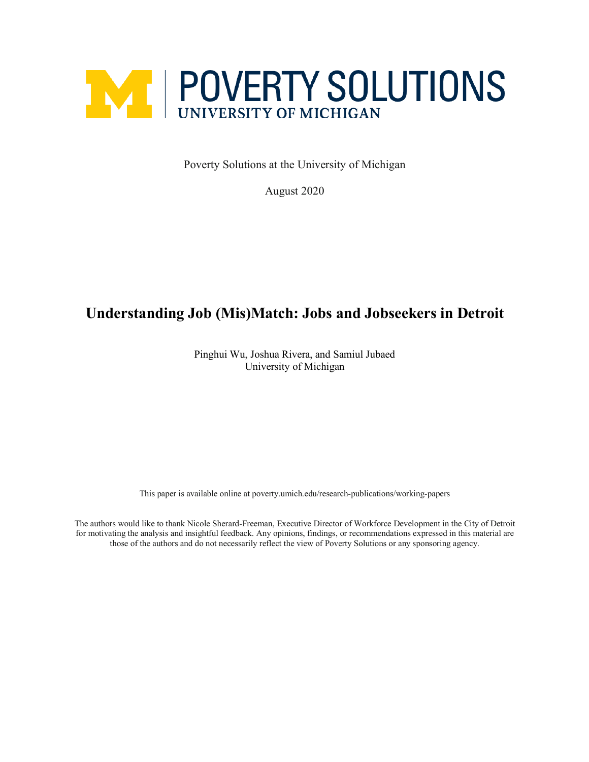POVERTY SOLUTIONS
UNIVERSITY OF MICHIGAN

Poverty Solutions at the University of Michigan

August 2020

# Understanding Job (Mis)Match: Jobs and Jobseekers in Detroit

Pinghui Wu, Joshua Rivera, and Samiul Jubaed
University of Michigan

This paper is available online at poverty.umich.edu/research-publications/working-papers

The authors would like to thank Nicole Sherard-Freeman, Executive Director of Workforce Development in the City of Detroit for motivating the analysis and insightful feedback. Any opinions, findings, or recommendations expressed in this material are those of the authors and do not necessarily reflect the view of Poverty Solutions or any sponsoring agency.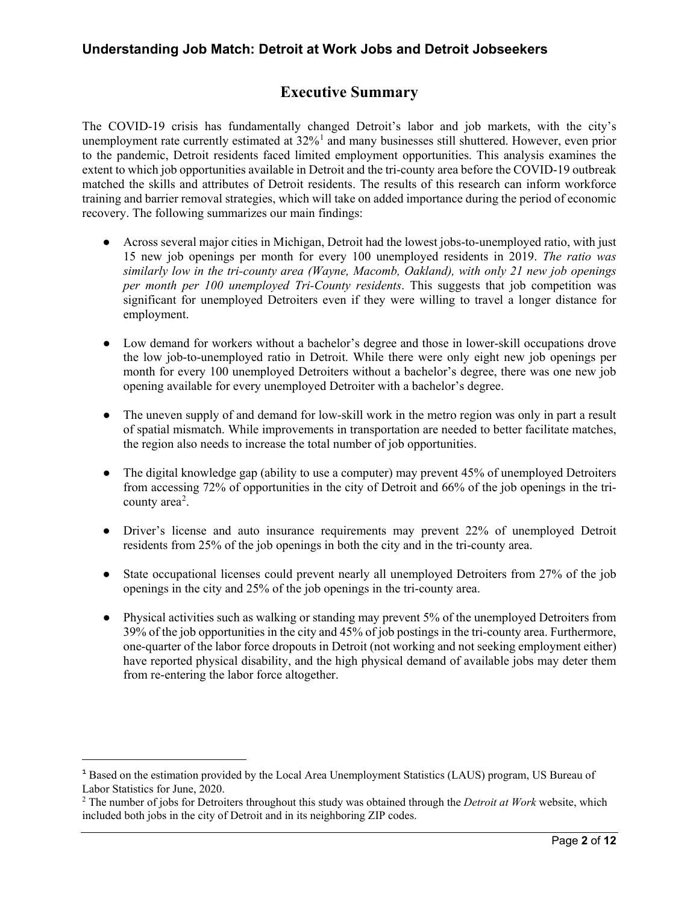# Executive Summary

The COVID-19 crisis has fundamentally changed Detroit's labor and job markets, with the city's unemployment rate currently estimated at 32%[1] and many businesses still shuttered. However, even prior to the pandemic, Detroit residents faced limited employment opportunities. This analysis examines the extent to which job opportunities available in Detroit and the tri-county area before the COVID-19 outbreak matched the skills and attributes of Detroit residents. The results of this research can inform workforce training and barrier removal strategies, which will take on added importance during the period of economic recovery. The following summarizes our main findings:

- Across several major cities in Michigan, Detroit had the lowest jobs-to-unemployed ratio, with just 15 new job openings per month for every 100 unemployed residents in 2019. *The ratio was similarly low in the tri-county area (Wayne, Macomb, Oakland), with only 21 new job openings per month per 100 unemployed Tri-County residents*. This suggests that job competition was significant for unemployed Detroiters even if they were willing to travel a longer distance for employment.

- Low demand for workers without a bachelor's degree and those in lower-skill occupations drove the low job-to-unemployed ratio in Detroit. While there were only eight new job openings per month for every 100 unemployed Detroiters without a bachelor's degree, there was one new job opening available for every unemployed Detroiter with a bachelor's degree.

- The uneven supply of and demand for low-skill work in the metro region was only in part a result of spatial mismatch. While improvements in transportation are needed to better facilitate matches, the region also needs to increase the total number of job opportunities.

- The digital knowledge gap (ability to use a computer) may prevent 45% of unemployed Detroiters from accessing 72% of opportunities in the city of Detroit and 66% of the job openings in the tri-county area[2].

- Driver's license and auto insurance requirements may prevent 22% of unemployed Detroit residents from 25% of the job openings in both the city and in the tri-county area.

- State occupational licenses could prevent nearly all unemployed Detroiters from 27% of the job openings in the city and 25% of the job openings in the tri-county area.

- Physical activities such as walking or standing may prevent 5% of the unemployed Detroiters from 39% of the job opportunities in the city and 45% of job postings in the tri-county area. Furthermore, one-quarter of the labor force dropouts in Detroit (not working and not seeking employment either) have reported physical disability, and the high physical demand of available jobs may deter them from re-entering the labor force altogether.

---

[1] Based on the estimation provided by the Local Area Unemployment Statistics (LAUS) program, US Bureau of Labor Statistics for June, 2020.

[2] The number of jobs for Detroiters throughout this study was obtained through the *Detroit at Work* website, which included both jobs in the city of Detroit and in its neighboring ZIP codes.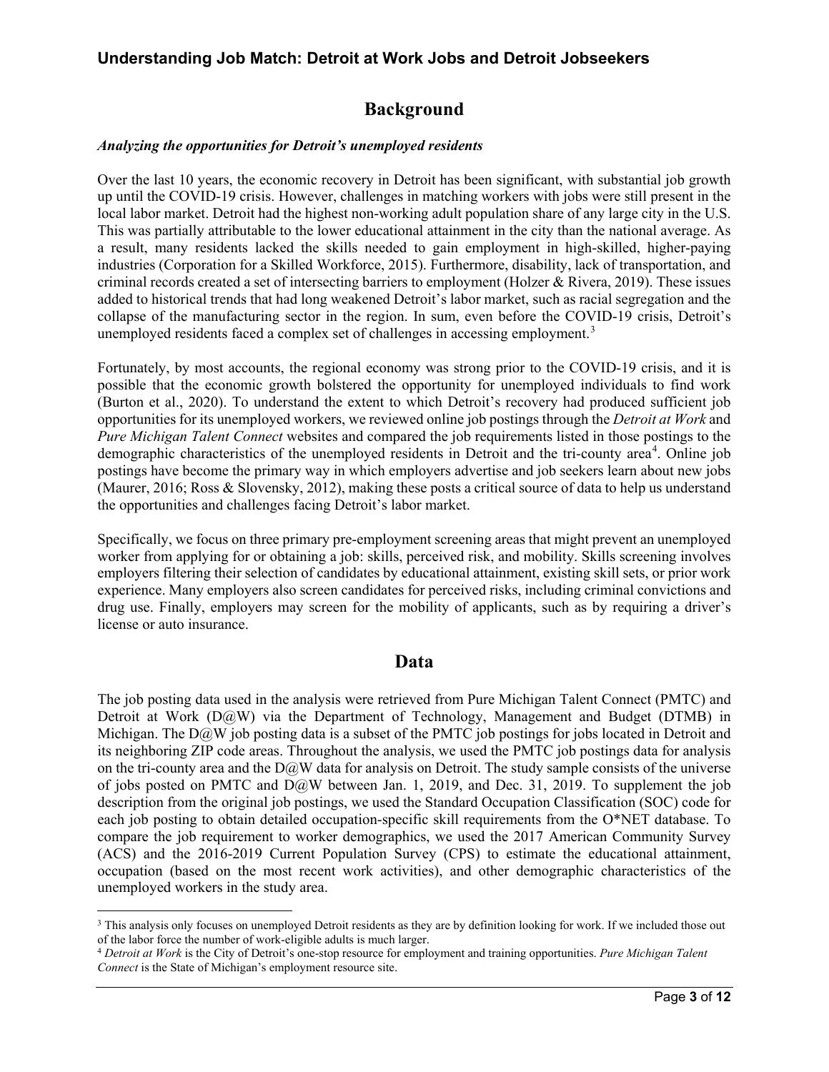## Background

***Analyzing the opportunities for Detroit's unemployed residents***

Over the last 10 years, the economic recovery in Detroit has been significant, with substantial job growth up until the COVID-19 crisis. However, challenges in matching workers with jobs were still present in the local labor market. Detroit had the highest non-working adult population share of any large city in the U.S. This was partially attributable to the lower educational attainment in the city than the national average. As a result, many residents lacked the skills needed to gain employment in high-skilled, higher-paying industries (Corporation for a Skilled Workforce, 2015). Furthermore, disability, lack of transportation, and criminal records created a set of intersecting barriers to employment (Holzer & Rivera, 2019). These issues added to historical trends that had long weakened Detroit's labor market, such as racial segregation and the collapse of the manufacturing sector in the region. In sum, even before the COVID-19 crisis, Detroit's unemployed residents faced a complex set of challenges in accessing employment.[3]

Fortunately, by most accounts, the regional economy was strong prior to the COVID-19 crisis, and it is possible that the economic growth bolstered the opportunity for unemployed individuals to find work (Burton et al., 2020). To understand the extent to which Detroit's recovery had produced sufficient job opportunities for its unemployed workers, we reviewed online job postings through the *Detroit at Work* and *Pure Michigan Talent Connect* websites and compared the job requirements listed in those postings to the demographic characteristics of the unemployed residents in Detroit and the tri-county area[4]. Online job postings have become the primary way in which employers advertise and job seekers learn about new jobs (Maurer, 2016; Ross & Slovensky, 2012), making these posts a critical source of data to help us understand the opportunities and challenges facing Detroit's labor market.

Specifically, we focus on three primary pre-employment screening areas that might prevent an unemployed worker from applying for or obtaining a job: skills, perceived risk, and mobility. Skills screening involves employers filtering their selection of candidates by educational attainment, existing skill sets, or prior work experience. Many employers also screen candidates for perceived risks, including criminal convictions and drug use. Finally, employers may screen for the mobility of applicants, such as by requiring a driver's license or auto insurance.

## Data

The job posting data used in the analysis were retrieved from Pure Michigan Talent Connect (PMTC) and Detroit at Work (D@W) via the Department of Technology, Management and Budget (DTMB) in Michigan. The D@W job posting data is a subset of the PMTC job postings for jobs located in Detroit and its neighboring ZIP code areas. Throughout the analysis, we used the PMTC job postings data for analysis on the tri-county area and the D@W data for analysis on Detroit. The study sample consists of the universe of jobs posted on PMTC and D@W between Jan. 1, 2019, and Dec. 31, 2019. To supplement the job description from the original job postings, we used the Standard Occupation Classification (SOC) code for each job posting to obtain detailed occupation-specific skill requirements from the O*NET database. To compare the job requirement to worker demographics, we used the 2017 American Community Survey (ACS) and the 2016-2019 Current Population Survey (CPS) to estimate the educational attainment, occupation (based on the most recent work activities), and other demographic characteristics of the unemployed workers in the study area.

---

[3] This analysis only focuses on unemployed Detroit residents as they are by definition looking for work. If we included those out of the labor force the number of work-eligible adults is much larger.

[4] *Detroit at Work* is the City of Detroit's one-stop resource for employment and training opportunities. *Pure Michigan Talent Connect* is the State of Michigan's employment resource site.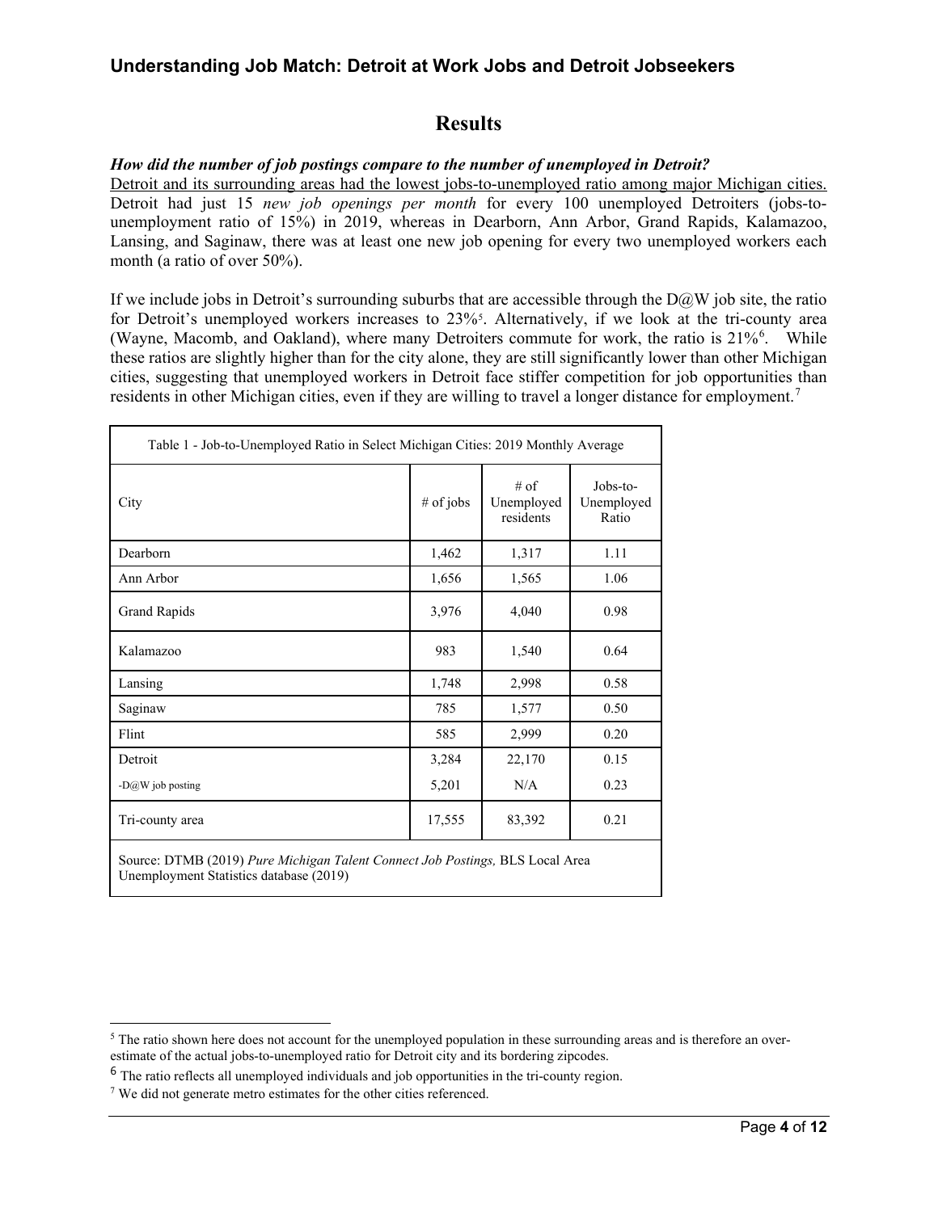## Results

***How did the number of job postings compare to the number of unemployed in Detroit?***

Detroit and its surrounding areas had the lowest jobs-to-unemployed ratio among major Michigan cities. Detroit had just 15 *new job openings per month* for every 100 unemployed Detroiters (jobs-to-unemployment ratio of 15%) in 2019, whereas in Dearborn, Ann Arbor, Grand Rapids, Kalamazoo, Lansing, and Saginaw, there was at least one new job opening for every two unemployed workers each month (a ratio of over 50%).

If we include jobs in Detroit's surrounding suburbs that are accessible through the D@W job site, the ratio for Detroit's unemployed workers increases to 23%[5]. Alternatively, if we look at the tri-county area (Wayne, Macomb, and Oakland), where many Detroiters commute for work, the ratio is 21%[6]. While these ratios are slightly higher than for the city alone, they are still significantly lower than other Michigan cities, suggesting that unemployed workers in Detroit face stiffer competition for job opportunities than residents in other Michigan cities, even if they are willing to travel a longer distance for employment.[7]

Table 1 - Job-to-Unemployed Ratio in Select Michigan Cities: 2019 Monthly Average

| City | # of jobs | # of Unemployed residents | Jobs-to-Unemployed Ratio |
|---|---|---|---|
| Dearborn | 1,462 | 1,317 | 1.11 |
| Ann Arbor | 1,656 | 1,565 | 1.06 |
| Grand Rapids | 3,976 | 4,040 | 0.98 |
| Kalamazoo | 983 | 1,540 | 0.64 |
| Lansing | 1,748 | 2,998 | 0.58 |
| Saginaw | 785 | 1,577 | 0.50 |
| Flint | 585 | 2,999 | 0.20 |
| Detroit | 3,284 | 22,170 | 0.15 |
| -D@W job posting | 5,201 | N/A | 0.23 |
| Tri-county area | 17,555 | 83,392 | 0.21 |

Source: DTMB (2019) *Pure Michigan Talent Connect Job Postings,* BLS Local Area Unemployment Statistics database (2019)

[5] The ratio shown here does not account for the unemployed population in these surrounding areas and is therefore an over-estimate of the actual jobs-to-unemployed ratio for Detroit city and its bordering zipcodes.

[6] The ratio reflects all unemployed individuals and job opportunities in the tri-county region.

[7] We did not generate metro estimates for the other cities referenced.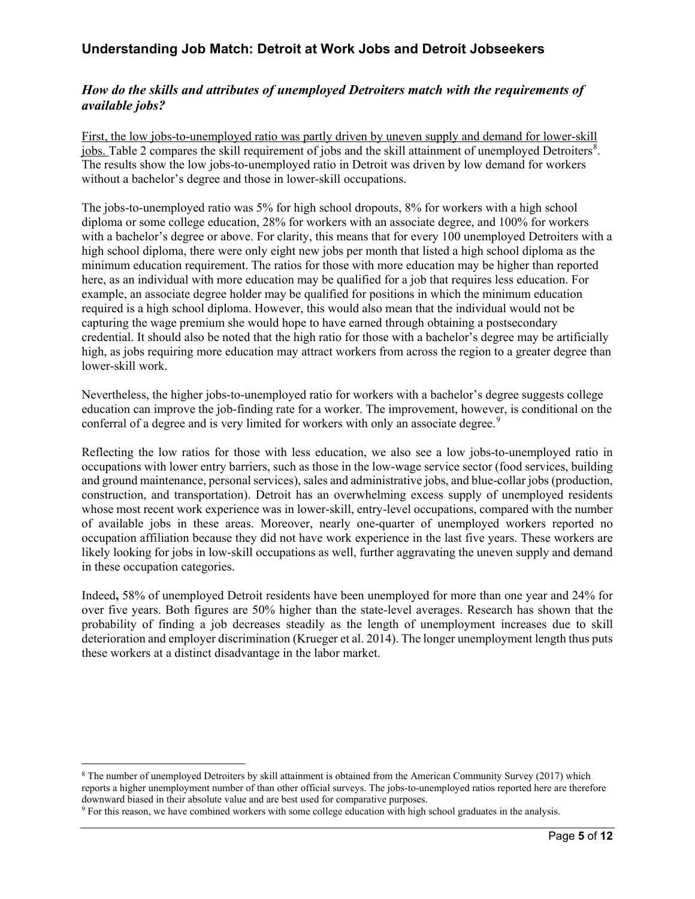### *How do the skills and attributes of unemployed Detroiters match with the requirements of available jobs?*

First, the low jobs-to-unemployed ratio was partly driven by uneven supply and demand for lower-skill jobs. Table 2 compares the skill requirement of jobs and the skill attainment of unemployed Detroiters[8]. The results show the low jobs-to-unemployed ratio in Detroit was driven by low demand for workers without a bachelor's degree and those in lower-skill occupations.

The jobs-to-unemployed ratio was 5% for high school dropouts, 8% for workers with a high school diploma or some college education, 28% for workers with an associate degree, and 100% for workers with a bachelor's degree or above. For clarity, this means that for every 100 unemployed Detroiters with a high school diploma, there were only eight new jobs per month that listed a high school diploma as the minimum education requirement. The ratios for those with more education may be higher than reported here, as an individual with more education may be qualified for a job that requires less education. For example, an associate degree holder may be qualified for positions in which the minimum education required is a high school diploma. However, this would also mean that the individual would not be capturing the wage premium she would hope to have earned through obtaining a postsecondary credential. It should also be noted that the high ratio for those with a bachelor's degree may be artificially high, as jobs requiring more education may attract workers from across the region to a greater degree than lower-skill work.

Nevertheless, the higher jobs-to-unemployed ratio for workers with a bachelor's degree suggests college education can improve the job-finding rate for a worker. The improvement, however, is conditional on the conferral of a degree and is very limited for workers with only an associate degree.[9]

Reflecting the low ratios for those with less education, we also see a low jobs-to-unemployed ratio in occupations with lower entry barriers, such as those in the low-wage service sector (food services, building and ground maintenance, personal services), sales and administrative jobs, and blue-collar jobs (production, construction, and transportation). Detroit has an overwhelming excess supply of unemployed residents whose most recent work experience was in lower-skill, entry-level occupations, compared with the number of available jobs in these areas. Moreover, nearly one-quarter of unemployed workers reported no occupation affiliation because they did not have work experience in the last five years. These workers are likely looking for jobs in low-skill occupations as well, further aggravating the uneven supply and demand in these occupation categories.

Indeed**,** 58% of unemployed Detroit residents have been unemployed for more than one year and 24% for over five years. Both figures are 50% higher than the state-level averages. Research has shown that the probability of finding a job decreases steadily as the length of unemployment increases due to skill deterioration and employer discrimination (Krueger et al. 2014). The longer unemployment length thus puts these workers at a distinct disadvantage in the labor market.

---

[8] The number of unemployed Detroiters by skill attainment is obtained from the American Community Survey (2017) which reports a higher unemployment number of than other official surveys. The jobs-to-unemployed ratios reported here are therefore downward biased in their absolute value and are best used for comparative purposes.

[9] For this reason, we have combined workers with some college education with high school graduates in the analysis.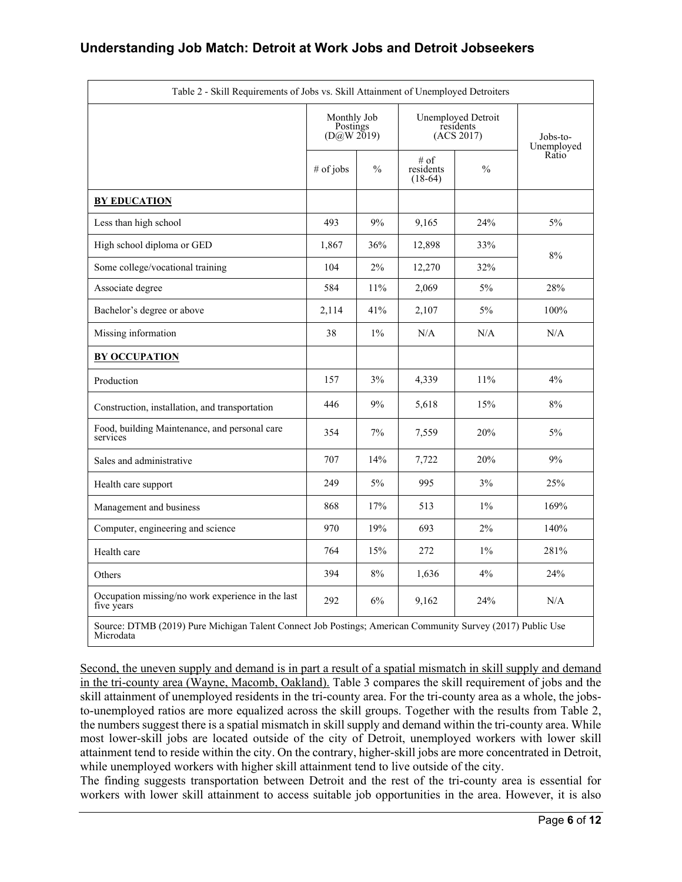| Table 2 - Skill Requirements of Jobs vs. Skill Attainment of Unemployed Detroiters | | | | | |
|---|---|---|---|---|---|
| | Monthly Job Postings (D@W 2019) | | Unemployed Detroit residents (ACS 2017) | | Jobs-to-Unemployed Ratio |
| | # of jobs | % | # of residents (18-64) | % | |
| **BY EDUCATION** | | | | | |
| Less than high school | 493 | 9% | 9,165 | 24% | 5% |
| High school diploma or GED | 1,867 | 36% | 12,898 | 33% | 8% |
| Some college/vocational training | 104 | 2% | 12,270 | 32% | |
| Associate degree | 584 | 11% | 2,069 | 5% | 28% |
| Bachelor's degree or above | 2,114 | 41% | 2,107 | 5% | 100% |
| Missing information | 38 | 1% | N/A | N/A | N/A |
| **BY OCCUPATION** | | | | | |
| Production | 157 | 3% | 4,339 | 11% | 4% |
| Construction, installation, and transportation | 446 | 9% | 5,618 | 15% | 8% |
| Food, building Maintenance, and personal care services | 354 | 7% | 7,559 | 20% | 5% |
| Sales and administrative | 707 | 14% | 7,722 | 20% | 9% |
| Health care support | 249 | 5% | 995 | 3% | 25% |
| Management and business | 868 | 17% | 513 | 1% | 169% |
| Computer, engineering and science | 970 | 19% | 693 | 2% | 140% |
| Health care | 764 | 15% | 272 | 1% | 281% |
| Others | 394 | 8% | 1,636 | 4% | 24% |
| Occupation missing/no work experience in the last five years | 292 | 6% | 9,162 | 24% | N/A |

Source: DTMB (2019) Pure Michigan Talent Connect Job Postings; American Community Survey (2017) Public Use Microdata

<u>Second, the uneven supply and demand is in part a result of a spatial mismatch in skill supply and demand in the tri-county area (Wayne, Macomb, Oakland).</u> Table 3 compares the skill requirement of jobs and the skill attainment of unemployed residents in the tri-county area. For the tri-county area as a whole, the jobs-to-unemployed ratios are more equalized across the skill groups. Together with the results from Table 2, the numbers suggest there is a spatial mismatch in skill supply and demand within the tri-county area. While most lower-skill jobs are located outside of the city of Detroit, unemployed workers with lower skill attainment tend to reside within the city. On the contrary, higher-skill jobs are more concentrated in Detroit, while unemployed workers with higher skill attainment tend to live outside of the city.

The finding suggests transportation between Detroit and the rest of the tri-county area is essential for workers with lower skill attainment to access suitable job opportunities in the area. However, it is also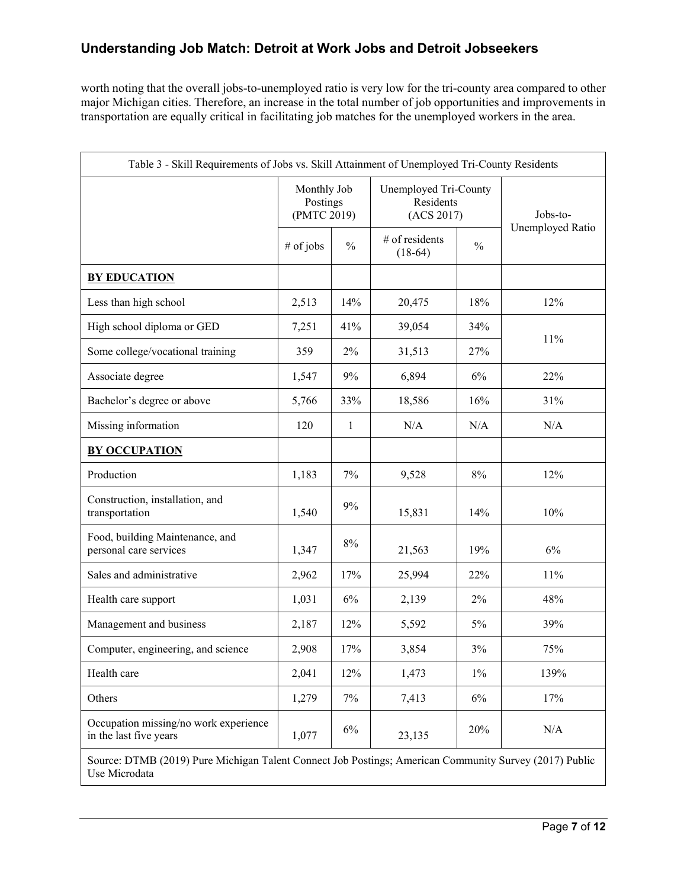worth noting that the overall jobs-to-unemployed ratio is very low for the tri-county area compared to other major Michigan cities. Therefore, an increase in the total number of job opportunities and improvements in transportation are equally critical in facilitating job matches for the unemployed workers in the area.

Table 3 - Skill Requirements of Jobs vs. Skill Attainment of Unemployed Tri-County Residents

| | Monthly Job Postings (PMTC 2019) | | Unemployed Tri-County Residents (ACS 2017) | | Jobs-to-Unemployed Ratio |
|---|---|---|---|---|---|
| | # of jobs | % | # of residents (18-64) | % | |
| **BY EDUCATION** | | | | | |
| Less than high school | 2,513 | 14% | 20,475 | 18% | 12% |
| High school diploma or GED | 7,251 | 41% | 39,054 | 34% | 11% |
| Some college/vocational training | 359 | 2% | 31,513 | 27% | |
| Associate degree | 1,547 | 9% | 6,894 | 6% | 22% |
| Bachelor's degree or above | 5,766 | 33% | 18,586 | 16% | 31% |
| Missing information | 120 | 1 | N/A | N/A | N/A |
| **BY OCCUPATION** | | | | | |
| Production | 1,183 | 7% | 9,528 | 8% | 12% |
| Construction, installation, and transportation | 1,540 | 9% | 15,831 | 14% | 10% |
| Food, building Maintenance, and personal care services | 1,347 | 8% | 21,563 | 19% | 6% |
| Sales and administrative | 2,962 | 17% | 25,994 | 22% | 11% |
| Health care support | 1,031 | 6% | 2,139 | 2% | 48% |
| Management and business | 2,187 | 12% | 5,592 | 5% | 39% |
| Computer, engineering, and science | 2,908 | 17% | 3,854 | 3% | 75% |
| Health care | 2,041 | 12% | 1,473 | 1% | 139% |
| Others | 1,279 | 7% | 7,413 | 6% | 17% |
| Occupation missing/no work experience in the last five years | 1,077 | 6% | 23,135 | 20% | N/A |

Source: DTMB (2019) Pure Michigan Talent Connect Job Postings; American Community Survey (2017) Public Use Microdata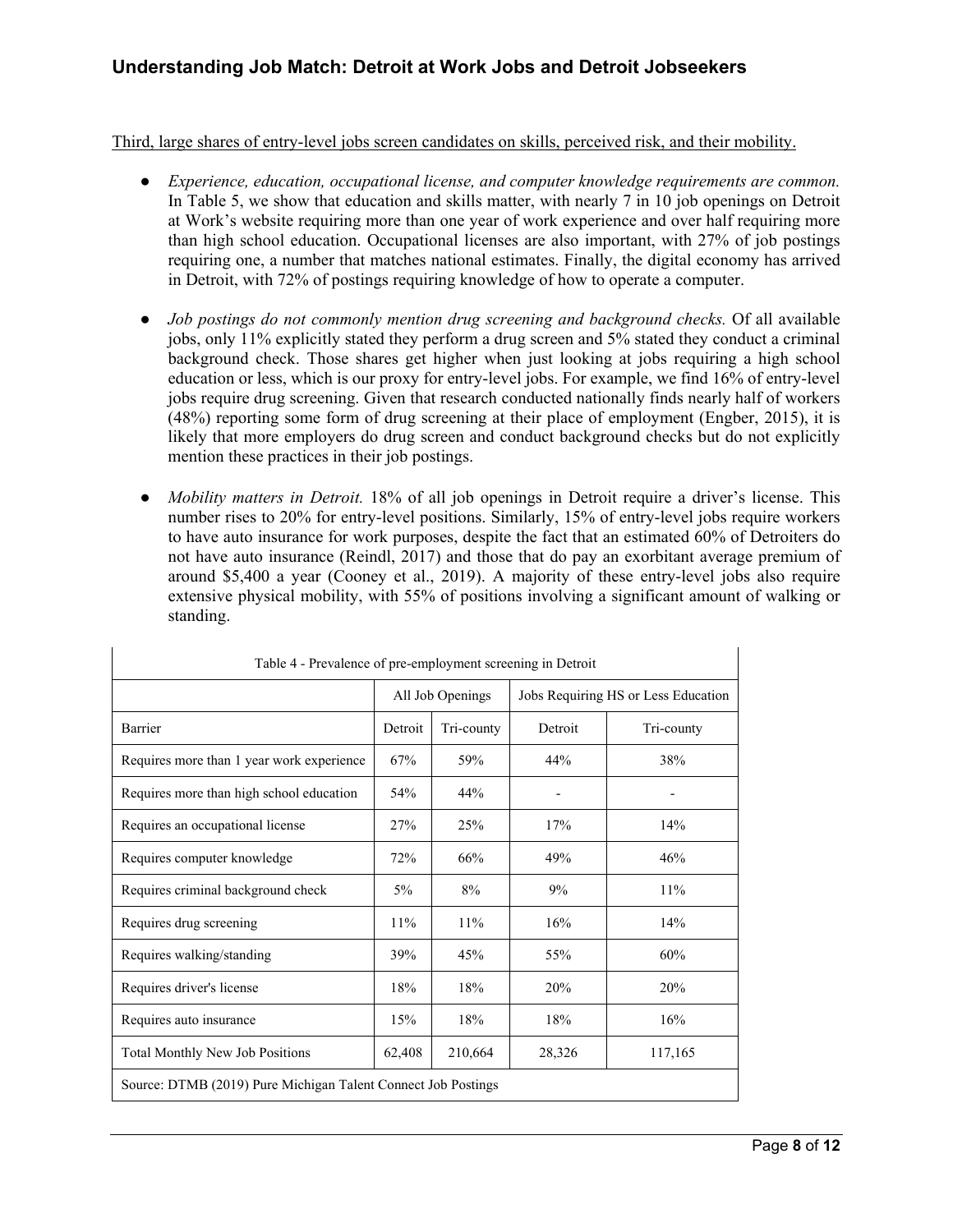Third, large shares of entry-level jobs screen candidates on skills, perceived risk, and their mobility.

- *Experience, education, occupational license, and computer knowledge requirements are common.* In Table 5, we show that education and skills matter, with nearly 7 in 10 job openings on Detroit at Work's website requiring more than one year of work experience and over half requiring more than high school education. Occupational licenses are also important, with 27% of job postings requiring one, a number that matches national estimates. Finally, the digital economy has arrived in Detroit, with 72% of postings requiring knowledge of how to operate a computer.

- *Job postings do not commonly mention drug screening and background checks.* Of all available jobs, only 11% explicitly stated they perform a drug screen and 5% stated they conduct a criminal background check. Those shares get higher when just looking at jobs requiring a high school education or less, which is our proxy for entry-level jobs. For example, we find 16% of entry-level jobs require drug screening. Given that research conducted nationally finds nearly half of workers (48%) reporting some form of drug screening at their place of employment (Engber, 2015), it is likely that more employers do drug screen and conduct background checks but do not explicitly mention these practices in their job postings.

- *Mobility matters in Detroit.* 18% of all job openings in Detroit require a driver's license. This number rises to 20% for entry-level positions. Similarly, 15% of entry-level jobs require workers to have auto insurance for work purposes, despite the fact that an estimated 60% of Detroiters do not have auto insurance (Reindl, 2017) and those that do pay an exorbitant average premium of around $5,400 a year (Cooney et al., 2019). A majority of these entry-level jobs also require extensive physical mobility, with 55% of positions involving a significant amount of walking or standing.

Table 4 - Prevalence of pre-employment screening in Detroit

| | All Job Openings | | Jobs Requiring HS or Less Education | |
|---|---|---|---|---|
| Barrier | Detroit | Tri-county | Detroit | Tri-county |
| Requires more than 1 year work experience | 67% | 59% | 44% | 38% |
| Requires more than high school education | 54% | 44% | - | - |
| Requires an occupational license | 27% | 25% | 17% | 14% |
| Requires computer knowledge | 72% | 66% | 49% | 46% |
| Requires criminal background check | 5% | 8% | 9% | 11% |
| Requires drug screening | 11% | 11% | 16% | 14% |
| Requires walking/standing | 39% | 45% | 55% | 60% |
| Requires driver's license | 18% | 18% | 20% | 20% |
| Requires auto insurance | 15% | 18% | 18% | 16% |
| Total Monthly New Job Positions | 62,408 | 210,664 | 28,326 | 117,165 |

Source: DTMB (2019) Pure Michigan Talent Connect Job Postings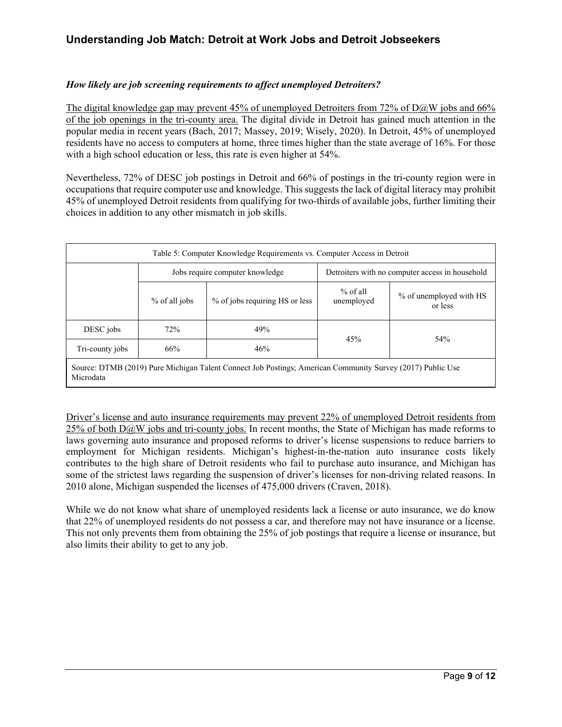### *How likely are job screening requirements to affect unemployed Detroiters?*

The digital knowledge gap may prevent 45% of unemployed Detroiters from 72% of D@W jobs and 66% of the job openings in the tri-county area. The digital divide in Detroit has gained much attention in the popular media in recent years (Bach, 2017; Massey, 2019; Wisely, 2020). In Detroit, 45% of unemployed residents have no access to computers at home, three times higher than the state average of 16%. For those with a high school education or less, this rate is even higher at 54%.

Nevertheless, 72% of DESC job postings in Detroit and 66% of postings in the tri-county region were in occupations that require computer use and knowledge. This suggests the lack of digital literacy may prohibit 45% of unemployed Detroit residents from qualifying for two-thirds of available jobs, further limiting their choices in addition to any other mismatch in job skills.

Table 5: Computer Knowledge Requirements vs. Computer Access in Detroit

| | Jobs require computer knowledge | | Detroiters with no computer access in household | |
|---|---|---|---|---|
| | % of all jobs | % of jobs requiring HS or less | % of all unemployed | % of unemployed with HS or less |
| DESC jobs | 72% | 49% | 45% | 54% |
| Tri-county jobs | 66% | 46% | | |

Source: DTMB (2019) Pure Michigan Talent Connect Job Postings; American Community Survey (2017) Public Use Microdata

Driver's license and auto insurance requirements may prevent 22% of unemployed Detroit residents from 25% of both D@W jobs and tri-county jobs. In recent months, the State of Michigan has made reforms to laws governing auto insurance and proposed reforms to driver's license suspensions to reduce barriers to employment for Michigan residents. Michigan's highest-in-the-nation auto insurance costs likely contributes to the high share of Detroit residents who fail to purchase auto insurance, and Michigan has some of the strictest laws regarding the suspension of driver's licenses for non-driving related reasons. In 2010 alone, Michigan suspended the licenses of 475,000 drivers (Craven, 2018).

While we do not know what share of unemployed residents lack a license or auto insurance, we do know that 22% of unemployed residents do not possess a car, and therefore may not have insurance or a license. This not only prevents them from obtaining the 25% of job postings that require a license or insurance, but also limits their ability to get to any job.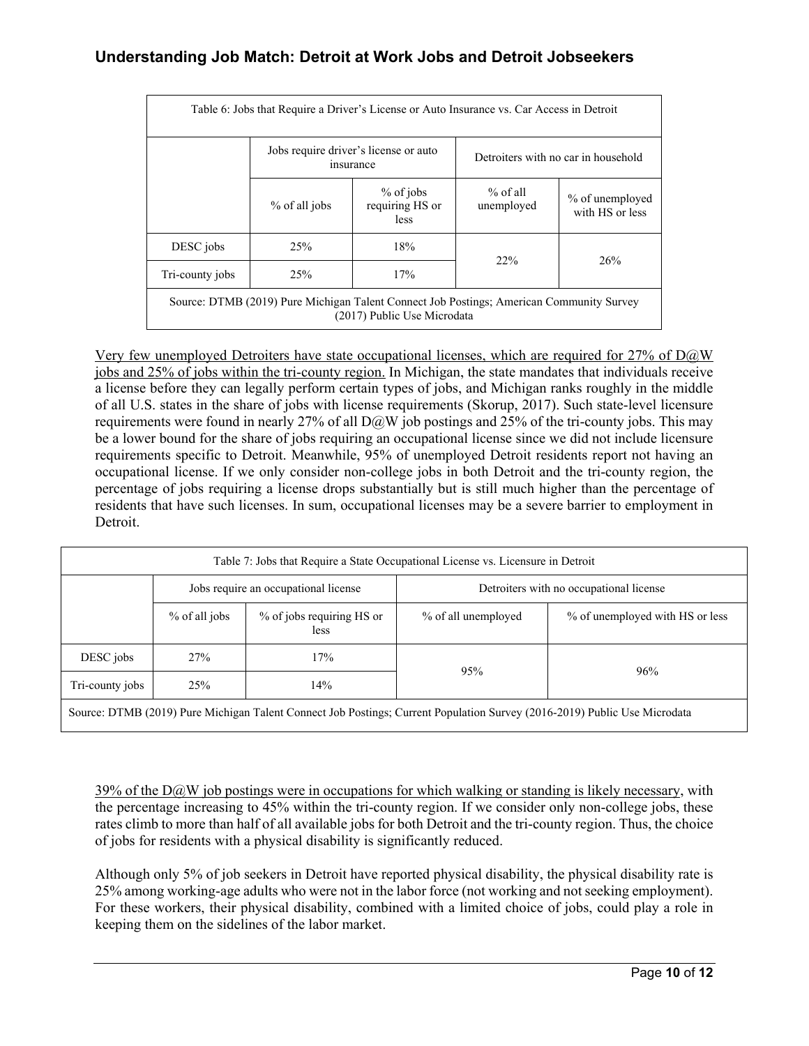| Table 6: Jobs that Require a Driver's License or Auto Insurance vs. Car Access in Detroit | | | | |
|---|---|---|---|---|
| | Jobs require driver's license or auto insurance | | Detroiters with no car in household | |
| | % of all jobs | % of jobs requiring HS or less | % of all unemployed | % of unemployed with HS or less |
| DESC jobs | 25% | 18% | 22% | 26% |
| Tri-county jobs | 25% | 17% | | |
| Source: DTMB (2019) Pure Michigan Talent Connect Job Postings; American Community Survey (2017) Public Use Microdata | | | | |

Very few unemployed Detroiters have state occupational licenses, which are required for 27% of D@W jobs and 25% of jobs within the tri-county region. In Michigan, the state mandates that individuals receive a license before they can legally perform certain types of jobs, and Michigan ranks roughly in the middle of all U.S. states in the share of jobs with license requirements (Skorup, 2017). Such state-level licensure requirements were found in nearly 27% of all D@W job postings and 25% of the tri-county jobs. This may be a lower bound for the share of jobs requiring an occupational license since we did not include licensure requirements specific to Detroit. Meanwhile, 95% of unemployed Detroit residents report not having an occupational license. If we only consider non-college jobs in both Detroit and the tri-county region, the percentage of jobs requiring a license drops substantially but is still much higher than the percentage of residents that have such licenses. In sum, occupational licenses may be a severe barrier to employment in Detroit.

| Table 7: Jobs that Require a State Occupational License vs. Licensure in Detroit | | | | |
|---|---|---|---|---|
| | Jobs require an occupational license | | Detroiters with no occupational license | |
| | % of all jobs | % of jobs requiring HS or less | % of all unemployed | % of unemployed with HS or less |
| DESC jobs | 27% | 17% | 95% | 96% |
| Tri-county jobs | 25% | 14% | | |
| Source: DTMB (2019) Pure Michigan Talent Connect Job Postings; Current Population Survey (2016-2019) Public Use Microdata | | | | |

39% of the D@W job postings were in occupations for which walking or standing is likely necessary, with the percentage increasing to 45% within the tri-county region. If we consider only non-college jobs, these rates climb to more than half of all available jobs for both Detroit and the tri-county region. Thus, the choice of jobs for residents with a physical disability is significantly reduced.

Although only 5% of job seekers in Detroit have reported physical disability, the physical disability rate is 25% among working-age adults who were not in the labor force (not working and not seeking employment). For these workers, their physical disability, combined with a limited choice of jobs, could play a role in keeping them on the sidelines of the labor market.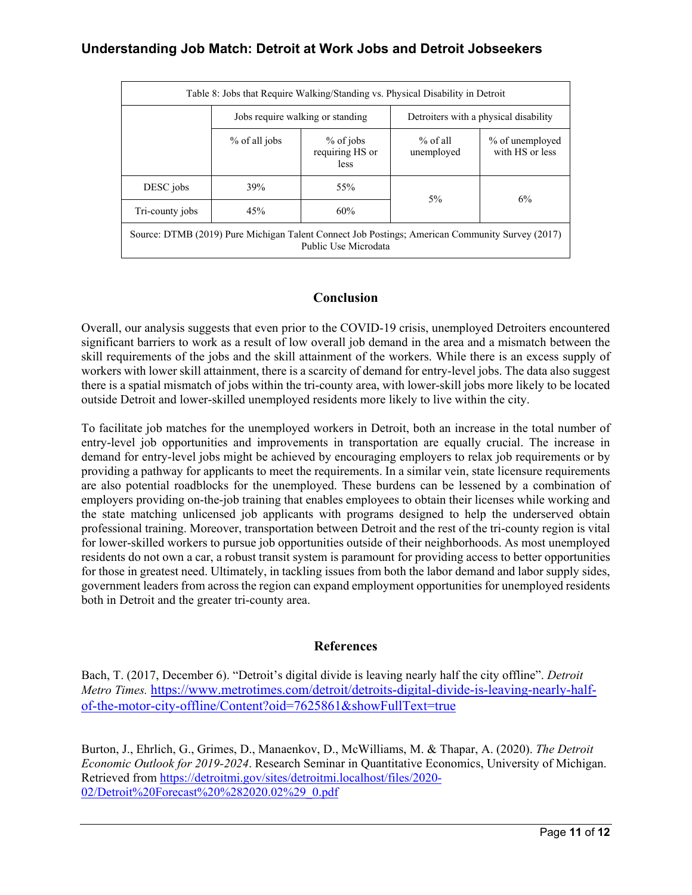| Table 8: Jobs that Require Walking/Standing vs. Physical Disability in Detroit | | | | |
|---|---|---|---|---|
| | Jobs require walking or standing | | Detroiters with a physical disability | |
| | % of all jobs | % of jobs requiring HS or less | % of all unemployed | % of unemployed with HS or less |
| DESC jobs | 39% | 55% | 5% | 6% |
| Tri-county jobs | 45% | 60% | | |
| Source: DTMB (2019) Pure Michigan Talent Connect Job Postings; American Community Survey (2017) Public Use Microdata | | | | |

## Conclusion

Overall, our analysis suggests that even prior to the COVID-19 crisis, unemployed Detroiters encountered significant barriers to work as a result of low overall job demand in the area and a mismatch between the skill requirements of the jobs and the skill attainment of the workers. While there is an excess supply of workers with lower skill attainment, there is a scarcity of demand for entry-level jobs. The data also suggest there is a spatial mismatch of jobs within the tri-county area, with lower-skill jobs more likely to be located outside Detroit and lower-skilled unemployed residents more likely to live within the city.

To facilitate job matches for the unemployed workers in Detroit, both an increase in the total number of entry-level job opportunities and improvements in transportation are equally crucial. The increase in demand for entry-level jobs might be achieved by encouraging employers to relax job requirements or by providing a pathway for applicants to meet the requirements. In a similar vein, state licensure requirements are also potential roadblocks for the unemployed. These burdens can be lessened by a combination of employers providing on-the-job training that enables employees to obtain their licenses while working and the state matching unlicensed job applicants with programs designed to help the underserved obtain professional training. Moreover, transportation between Detroit and the rest of the tri-county region is vital for lower-skilled workers to pursue job opportunities outside of their neighborhoods. As most unemployed residents do not own a car, a robust transit system is paramount for providing access to better opportunities for those in greatest need. Ultimately, in tackling issues from both the labor demand and labor supply sides, government leaders from across the region can expand employment opportunities for unemployed residents both in Detroit and the greater tri-county area.

## References

Bach, T. (2017, December 6). "Detroit's digital divide is leaving nearly half the city offline". *Detroit Metro Times.* https://www.metrotimes.com/detroit/detroits-digital-divide-is-leaving-nearly-half-of-the-motor-city-offline/Content?oid=7625861&showFullText=true

Burton, J., Ehrlich, G., Grimes, D., Manaenkov, D., McWilliams, M. & Thapar, A. (2020). *The Detroit Economic Outlook for 2019-2024*. Research Seminar in Quantitative Economics, University of Michigan. Retrieved from https://detroitmi.gov/sites/detroitmi.localhost/files/2020-02/Detroit%20Forecast%20%282020.02%29_0.pdf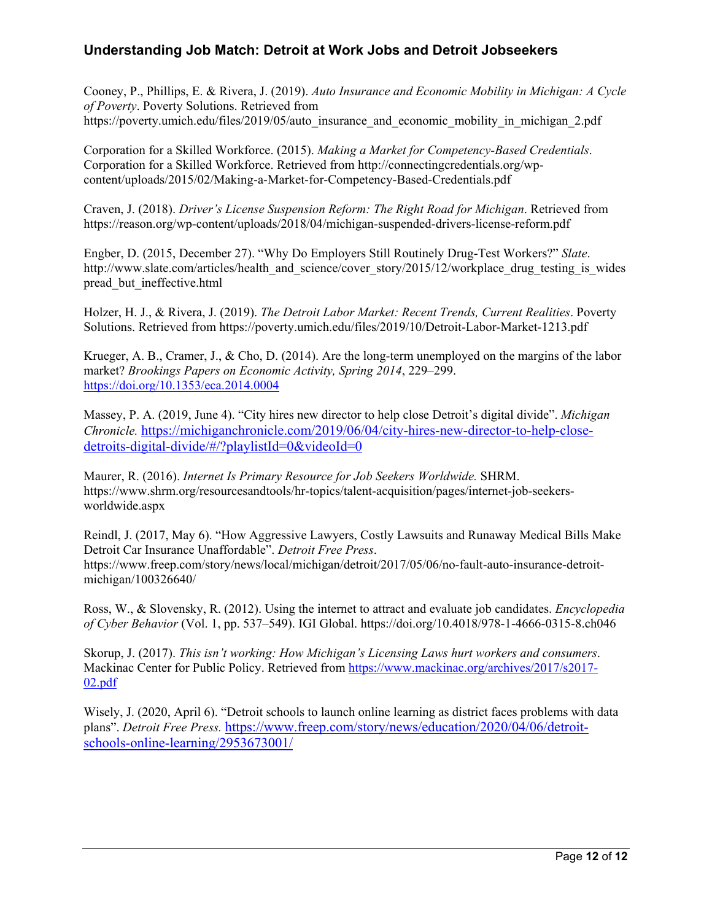Cooney, P., Phillips, E. & Rivera, J. (2019). *Auto Insurance and Economic Mobility in Michigan: A Cycle of Poverty*. Poverty Solutions. Retrieved from https://poverty.umich.edu/files/2019/05/auto_insurance_and_economic_mobility_in_michigan_2.pdf

Corporation for a Skilled Workforce. (2015). *Making a Market for Competency-Based Credentials*. Corporation for a Skilled Workforce. Retrieved from http://connectingcredentials.org/wp-content/uploads/2015/02/Making-a-Market-for-Competency-Based-Credentials.pdf

Craven, J. (2018). *Driver's License Suspension Reform: The Right Road for Michigan*. Retrieved from https://reason.org/wp-content/uploads/2018/04/michigan-suspended-drivers-license-reform.pdf

Engber, D. (2015, December 27). "Why Do Employers Still Routinely Drug-Test Workers?" *Slate*. http://www.slate.com/articles/health_and_science/cover_story/2015/12/workplace_drug_testing_is_widespread_but_ineffective.html

Holzer, H. J., & Rivera, J. (2019). *The Detroit Labor Market: Recent Trends, Current Realities*. Poverty Solutions. Retrieved from https://poverty.umich.edu/files/2019/10/Detroit-Labor-Market-1213.pdf

Krueger, A. B., Cramer, J., & Cho, D. (2014). Are the long-term unemployed on the margins of the labor market? *Brookings Papers on Economic Activity, Spring 2014*, 229–299. https://doi.org/10.1353/eca.2014.0004

Massey, P. A. (2019, June 4). "City hires new director to help close Detroit's digital divide". *Michigan Chronicle.* https://michiganchronicle.com/2019/06/04/city-hires-new-director-to-help-close-detroits-digital-divide/#/?playlistId=0&videoId=0

Maurer, R. (2016). *Internet Is Primary Resource for Job Seekers Worldwide.* SHRM. https://www.shrm.org/resourcesandtools/hr-topics/talent-acquisition/pages/internet-job-seekers-worldwide.aspx

Reindl, J. (2017, May 6). "How Aggressive Lawyers, Costly Lawsuits and Runaway Medical Bills Make Detroit Car Insurance Unaffordable". *Detroit Free Press*. https://www.freep.com/story/news/local/michigan/detroit/2017/05/06/no-fault-auto-insurance-detroit-michigan/100326640/

Ross, W., & Slovensky, R. (2012). Using the internet to attract and evaluate job candidates. *Encyclopedia of Cyber Behavior* (Vol. 1, pp. 537–549). IGI Global. https://doi.org/10.4018/978-1-4666-0315-8.ch046

Skorup, J. (2017). *This isn't working: How Michigan's Licensing Laws hurt workers and consumers*. Mackinac Center for Public Policy. Retrieved from https://www.mackinac.org/archives/2017/s2017-02.pdf

Wisely, J. (2020, April 6). "Detroit schools to launch online learning as district faces problems with data plans". *Detroit Free Press.* https://www.freep.com/story/news/education/2020/04/06/detroit-schools-online-learning/2953673001/